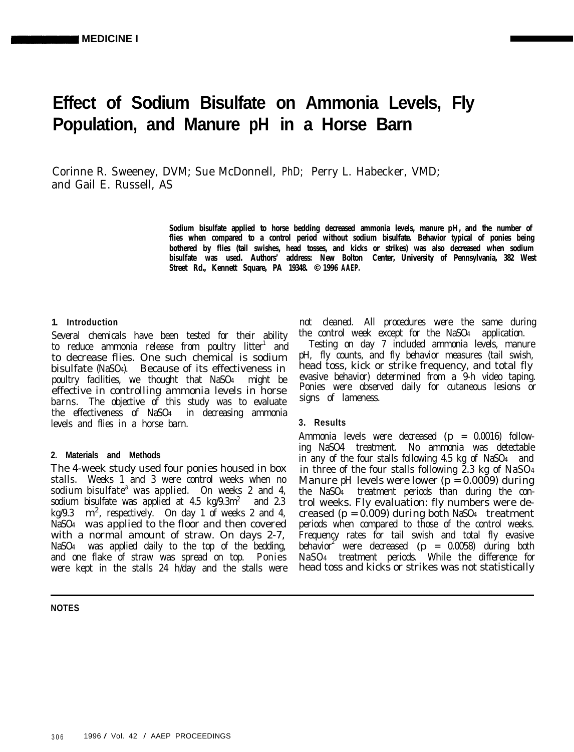# Effect of Sodium Bisulfate on Ammonia Levels, Fly Population, and Manure pH in a Horse Barn

Corinne R. Sweeney, DVM; Sue McDonnell, PhD; Perry L. Habecker, VMD; and Gail E. Russell, AS

**Sodium bisulfate applied to horse bedding decreased ammonia levels, manure pH, and the number of flies when compared to a control period without sodium bisulfate. Behavior typical of ponies being bothered by flies (tail swishes, head tosses, and kicks or strikes) was also decreased when sodium bisulfate was used. Authors' address: New Bolton Center, University of Pennsylvania, 382 West Street Rd., Kennett Square, PA 19348. © 1996 AAEP.**

## 1. Introduction

Several chemicals have been tested for their ability to reduce ammonia release from poultry litter[1] and to decrease flies. One such chemical is sodium bisulfate ($NaSO_4$). Because of its effectiveness in poultry facilities, we thought that $NaSO_4$ might be effective in controlling ammonia levels in horse barns. The objective of this study was to evaluate the effectiveness of $NaSO_4$ in decreasing ammonia levels and flies in a horse barn.

## 2. Materials and Methods

The 4-week study used four ponies housed in box stalls. Weeks 1 and 3 were control weeks when no sodium bisulfate[a] was applied. On weeks 2 and 4, sodium bisulfate was applied at 4.5 kg/9.3m$^2$ and 2.3 kg/9.3 m$^2$, respectively. On day 1 of weeks 2 and 4, $NaSO_4$ was applied to the floor and then covered with a normal amount of straw. On days 2-7, $NaSO_4$ was applied daily to the top of the bedding, and one flake of straw was spread on top. Ponies were kept in the stalls 24 h/day and the stalls were not cleaned. All procedures were the same during the control week except for the $NaSO_4$ application.

Testing on day 7 included ammonia levels, manure pH, fly counts, and fly behavior measures (tail swish, head toss, kick or strike frequency, and total fly evasive behavior) determined from a 9-h video taping. Ponies were observed daily for cutaneous lesions or signs of lameness.

## 3. Results

Ammonia levels were decreased ($p = 0.0016$) following $NaSO_4$ treatment. No ammonia was detectable in any of the four stalls following 4.5 kg of $NaSO_4$ and in three of the four stalls following 2.3 kg of $NaSO_4$. Manure pH levels were lower ($p = 0.0009$) during the $NaSO_4$ treatment periods than during the control weeks. Fly evaluation: fly numbers were decreased ($p = 0.009$) during both $NaSO_4$ treatment periods when compared to those of the control weeks. Frequency rates for tail swish and total fly evasive behavior[2] were decreased ($p = 0.0058$) during both $NaSO_4$ treatment periods. While the difference for head toss and kicks or strikes was not statistically

**NOTES**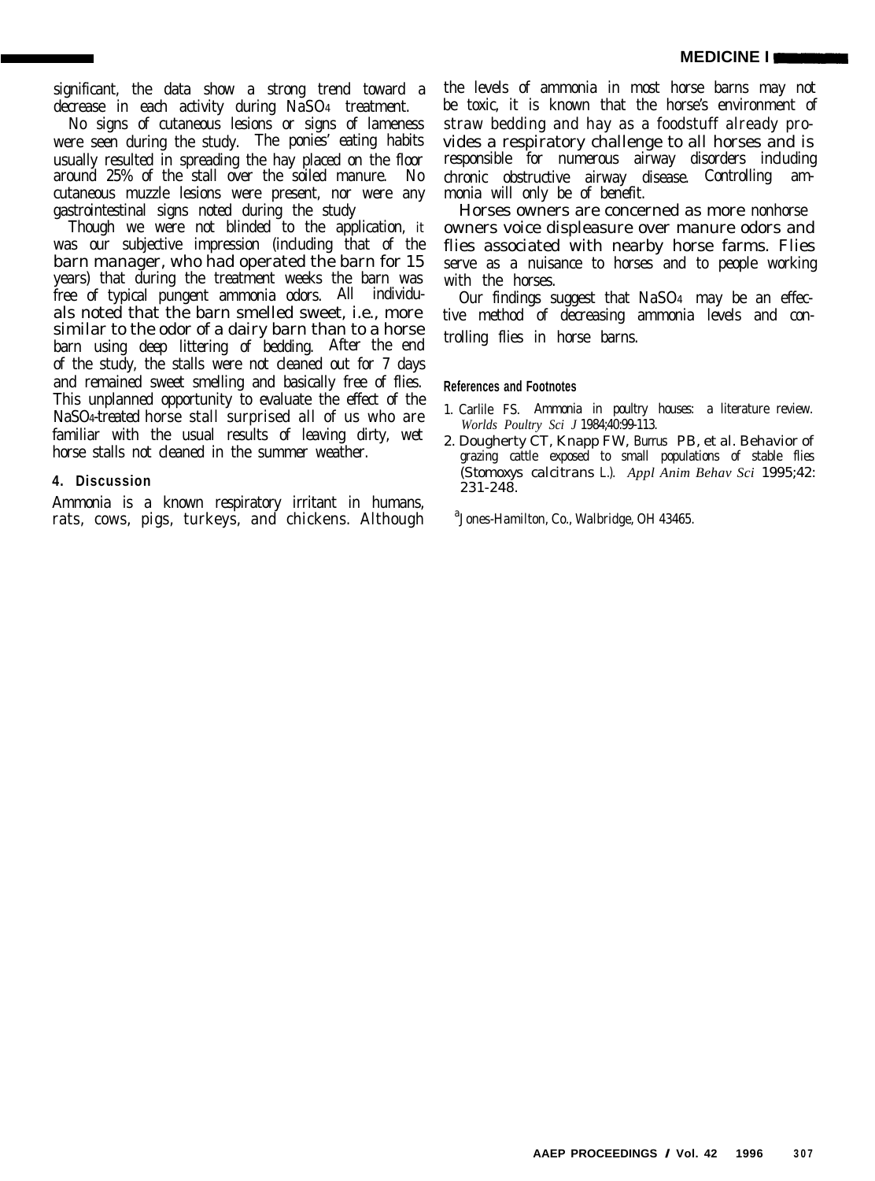significant, the data show a strong trend toward a decrease in each activity during $NaSO_4$ treatment.

No signs of cutaneous lesions or signs of lameness were seen during the study. The ponies' eating habits usually resulted in spreading the hay placed on the floor around 25% of the stall over the soiled manure. No cutaneous muzzle lesions were present, nor were any gastrointestinal signs noted during the study

Though we were not blinded to the application, it was our subjective impression (including that of the barn manager, who had operated the barn for 15 years) that during the treatment weeks the barn was free of typical pungent ammonia odors. All individuals noted that the barn smelled sweet, i.e., more similar to the odor of a dairy barn than to a horse barn using deep littering of bedding. After the end of the study, the stalls were not cleaned out for 7 days and remained sweet smelling and basically free of flies. This unplanned opportunity to evaluate the effect of the $NaSO_4$-treated horse stall surprised all of us who are familiar with the usual results of leaving dirty, wet horse stalls not cleaned in the summer weather.

## 4. Discussion

Ammonia is a known respiratory irritant in humans, rats, cows, pigs, turkeys, and chickens. Although the levels of ammonia in most horse barns may not be toxic, it is known that the horse's environment of straw bedding and hay as a foodstuff already provides a respiratory challenge to all horses and is responsible for numerous airway disorders including chronic obstructive airway disease. Controlling ammonia will only be of benefit.

Horses owners are concerned as more nonhorse owners voice displeasure over manure odors and flies associated with nearby horse farms. Flies serve as a nuisance to horses and to people working with the horses.

Our findings suggest that $NaSO_4$ may be an effective method of decreasing ammonia levels and controlling flies in horse barns.

### References and Footnotes

1. Carlile FS. Ammonia in poultry houses: a literature review. *Worlds Poultry Sci J* 1984;40:99-113.
2. Dougherty CT, Knapp FW, Burrus PB, et al. Behavior of grazing cattle exposed to small populations of stable flies (Stomoxys calcitrans L.). *Appl Anim Behav Sci* 1995;42: 231-248.

[a] Jones-Hamilton, Co., Walbridge, OH 43465.